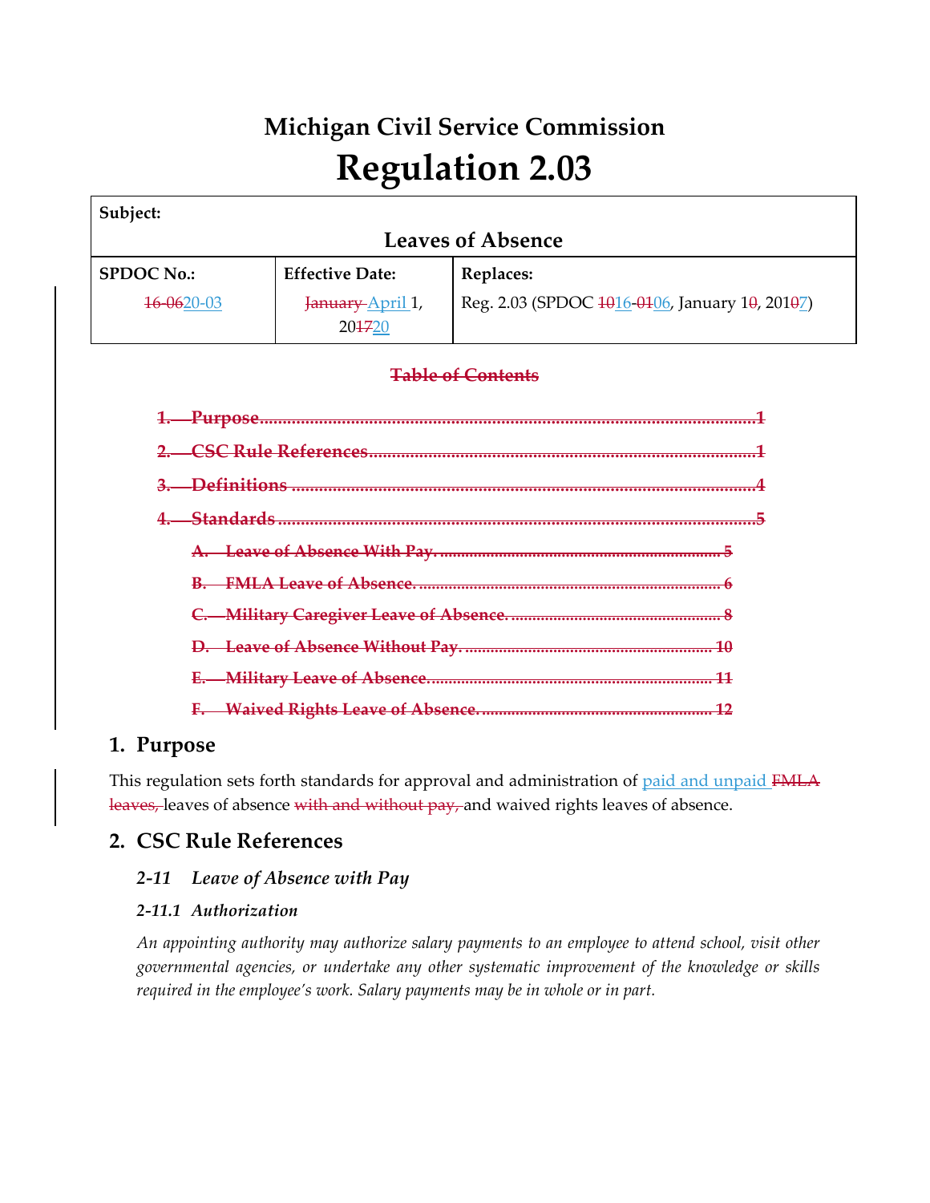# Michigan Civil Service Commission

# Regulation 2.03

| Subject: | | |
|---|---|---|
| **Leaves of Absence** | | |
| **SPDOC No.:** | **Effective Date:** | **Replaces:** |
| ~~16-06~~20-03 | ~~January~~ April 1, 20~~17~~20 | Reg. 2.03 (SPDOC ~~10~~16-~~01~~06, January 1~~0~~, 201~~0~~7) |

~~**Table of Contents**~~

~~1. Purpose ........ 1~~

~~2. CSC Rule References ........ 1~~

~~3. Definitions ........ 4~~

~~4. Standards ........ 5~~

~~A. Leave of Absence With Pay. ........ 5~~

~~B. FMLA Leave of Absence. ........ 6~~

~~C. Military Caregiver Leave of Absence. ........ 8~~

~~D. Leave of Absence Without Pay. ........ 10~~

~~E. Military Leave of Absence. ........ 11~~

~~F. Waived Rights Leave of Absence. ........ 12~~

## 1. Purpose

This regulation sets forth standards for approval and administration of paid and unpaid ~~FMLA leaves,~~ leaves of absence ~~with and without pay,~~ and waived rights leaves of absence.

## 2. CSC Rule References

### *2-11 Leave of Absence with Pay*

#### *2-11.1 Authorization*

*An appointing authority may authorize salary payments to an employee to attend school, visit other governmental agencies, or undertake any other systematic improvement of the knowledge or skills required in the employee's work. Salary payments may be in whole or in part.*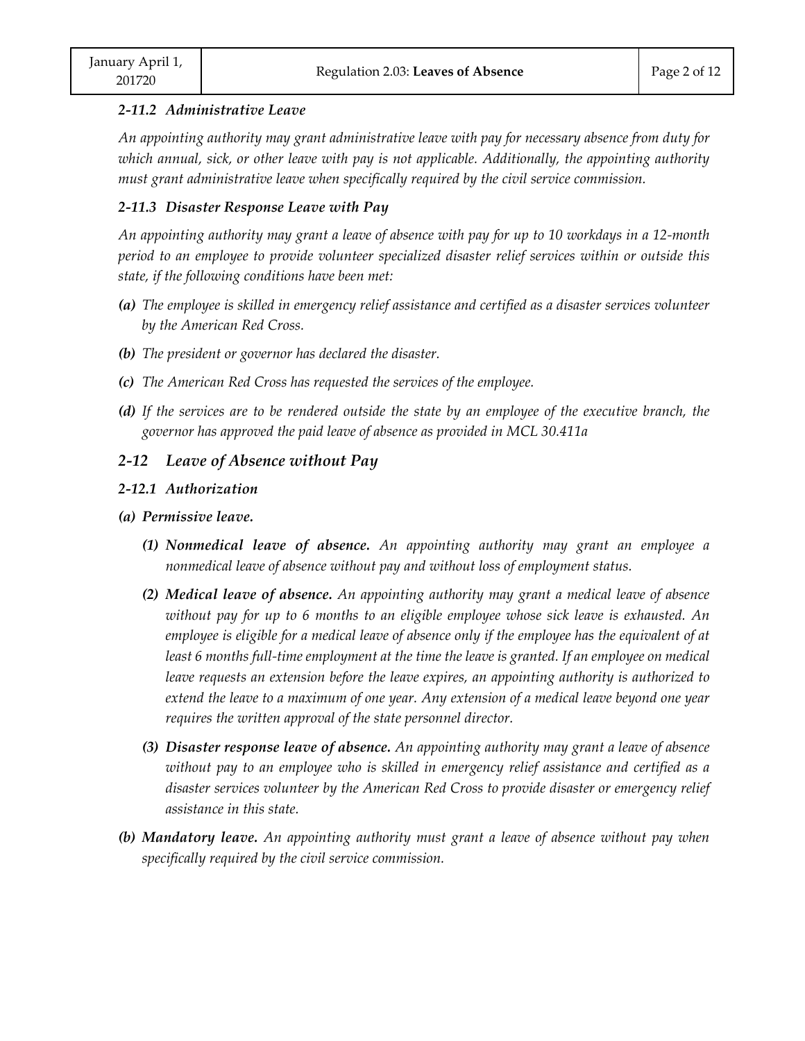### *2-11.2 Administrative Leave*

*An appointing authority may grant administrative leave with pay for necessary absence from duty for which annual, sick, or other leave with pay is not applicable. Additionally, the appointing authority must grant administrative leave when specifically required by the civil service commission.*

### *2-11.3 Disaster Response Leave with Pay*

*An appointing authority may grant a leave of absence with pay for up to 10 workdays in a 12-month period to an employee to provide volunteer specialized disaster relief services within or outside this state, if the following conditions have been met:*

***(a)*** *The employee is skilled in emergency relief assistance and certified as a disaster services volunteer by the American Red Cross.*

***(b)*** *The president or governor has declared the disaster.*

***(c)*** *The American Red Cross has requested the services of the employee.*

***(d)*** *If the services are to be rendered outside the state by an employee of the executive branch, the governor has approved the paid leave of absence as provided in MCL 30.411a*

## *2-12 Leave of Absence without Pay*

### *2-12.1 Authorization*

***(a) Permissive leave.***

- ***(1) Nonmedical leave of absence.*** *An appointing authority may grant an employee a nonmedical leave of absence without pay and without loss of employment status.*

- ***(2) Medical leave of absence.*** *An appointing authority may grant a medical leave of absence without pay for up to 6 months to an eligible employee whose sick leave is exhausted. An employee is eligible for a medical leave of absence only if the employee has the equivalent of at least 6 months full-time employment at the time the leave is granted. If an employee on medical leave requests an extension before the leave expires, an appointing authority is authorized to extend the leave to a maximum of one year. Any extension of a medical leave beyond one year requires the written approval of the state personnel director.*

- ***(3) Disaster response leave of absence.*** *An appointing authority may grant a leave of absence without pay to an employee who is skilled in emergency relief assistance and certified as a disaster services volunteer by the American Red Cross to provide disaster or emergency relief assistance in this state.*

***(b) Mandatory leave.*** *An appointing authority must grant a leave of absence without pay when specifically required by the civil service commission.*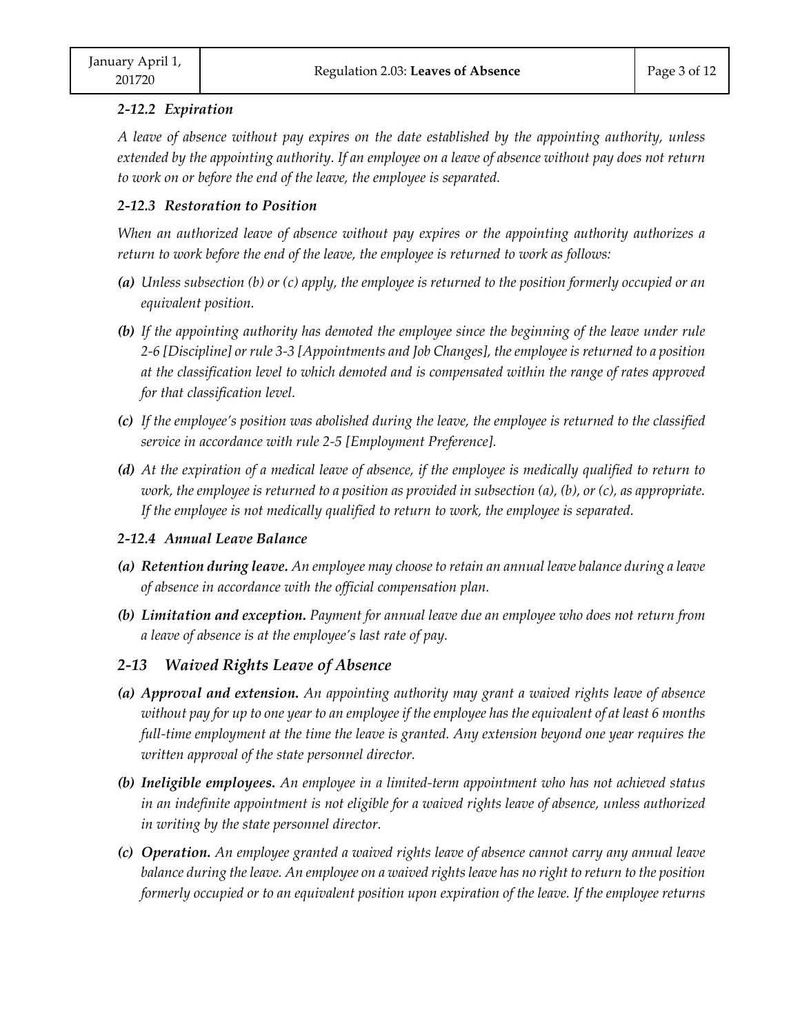### *2-12.2 Expiration*

*A leave of absence without pay expires on the date established by the appointing authority, unless extended by the appointing authority. If an employee on a leave of absence without pay does not return to work on or before the end of the leave, the employee is separated.*

### *2-12.3 Restoration to Position*

*When an authorized leave of absence without pay expires or the appointing authority authorizes a return to work before the end of the leave, the employee is returned to work as follows:*

***(a)*** *Unless subsection (b) or (c) apply, the employee is returned to the position formerly occupied or an equivalent position.*

***(b)*** *If the appointing authority has demoted the employee since the beginning of the leave under rule 2-6 [Discipline] or rule 3-3 [Appointments and Job Changes], the employee is returned to a position at the classification level to which demoted and is compensated within the range of rates approved for that classification level.*

***(c)*** *If the employee's position was abolished during the leave, the employee is returned to the classified service in accordance with rule 2-5 [Employment Preference].*

***(d)*** *At the expiration of a medical leave of absence, if the employee is medically qualified to return to work, the employee is returned to a position as provided in subsection (a), (b), or (c), as appropriate. If the employee is not medically qualified to return to work, the employee is separated.*

### *2-12.4 Annual Leave Balance*

***(a) Retention during leave.*** *An employee may choose to retain an annual leave balance during a leave of absence in accordance with the official compensation plan.*

***(b) Limitation and exception.*** *Payment for annual leave due an employee who does not return from a leave of absence is at the employee's last rate of pay.*

## *2-13 Waived Rights Leave of Absence*

***(a) Approval and extension.*** *An appointing authority may grant a waived rights leave of absence without pay for up to one year to an employee if the employee has the equivalent of at least 6 months full-time employment at the time the leave is granted. Any extension beyond one year requires the written approval of the state personnel director.*

***(b) Ineligible employees.*** *An employee in a limited-term appointment who has not achieved status in an indefinite appointment is not eligible for a waived rights leave of absence, unless authorized in writing by the state personnel director.*

***(c) Operation.*** *An employee granted a waived rights leave of absence cannot carry any annual leave balance during the leave. An employee on a waived rights leave has no right to return to the position formerly occupied or to an equivalent position upon expiration of the leave. If the employee returns*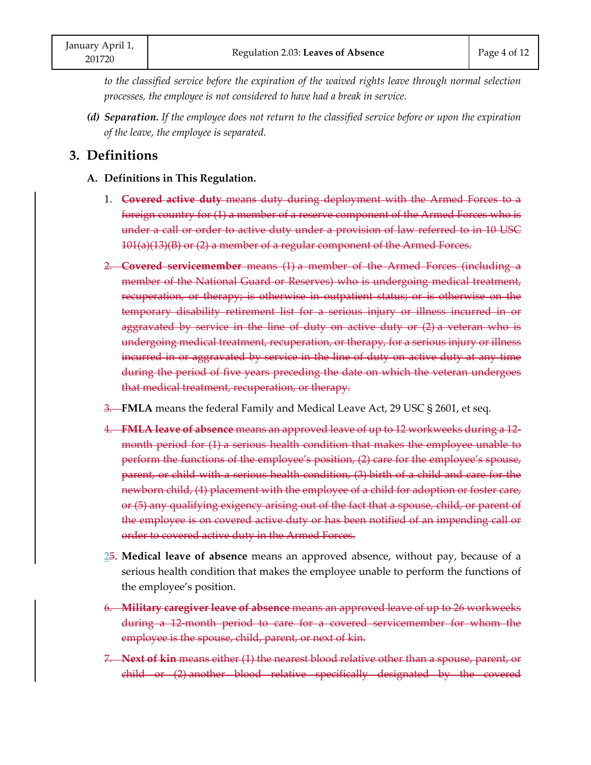*to the classified service before the expiration of the waived rights leave through normal selection processes, the employee is not considered to have had a break in service.*

***(d) Separation.*** *If the employee does not return to the classified service before or upon the expiration of the leave, the employee is separated.*

## 3. Definitions

### A. Definitions in This Regulation.

1. ~~**Covered active duty** means duty during deployment with the Armed Forces to a foreign country for (1) a member of a reserve component of the Armed Forces who is under a call or order to active duty under a provision of law referred to in 10 USC 101(a)(13)(B) or (2) a member of a regular component of the Armed Forces.~~

2. ~~**Covered servicemember** means (1) a member of the Armed Forces (including a member of the National Guard or Reserves) who is undergoing medical treatment, recuperation, or therapy; is otherwise in outpatient status; or is otherwise on the temporary disability retirement list for a serious injury or illness incurred in or aggravated by service in the line of duty on active duty or (2) a veteran who is undergoing medical treatment, recuperation, or therapy, for a serious injury or illness incurred in or aggravated by service in the line of duty on active duty at any time during the period of five years preceding the date on which the veteran undergoes that medical treatment, recuperation, or therapy.~~

~~3.~~ **FMLA** means the federal Family and Medical Leave Act, 29 USC § 2601, et seq.

4. ~~**FMLA leave of absence** means an approved leave of up to 12 workweeks during a 12-month period for (1) a serious health condition that makes the employee unable to perform the functions of the employee's position, (2) care for the employee's spouse, parent, or child with a serious health condition, (3) birth of a child and care for the newborn child, (4) placement with the employee of a child for adoption or foster care, or (5) any qualifying exigency arising out of the fact that a spouse, child, or parent of the employee is on covered active duty or has been notified of an impending call or order to covered active duty in the Armed Forces.~~

2~~5~~. **Medical leave of absence** means an approved absence, without pay, because of a serious health condition that makes the employee unable to perform the functions of the employee's position.

6. ~~**Military caregiver leave of absence** means an approved leave of up to 26 workweeks during a 12-month period to care for a covered servicemember for whom the employee is the spouse, child, parent, or next of kin.~~

7. ~~**Next of kin** means either (1) the nearest blood relative other than a spouse, parent, or child or (2) another blood relative specifically designated by the covered~~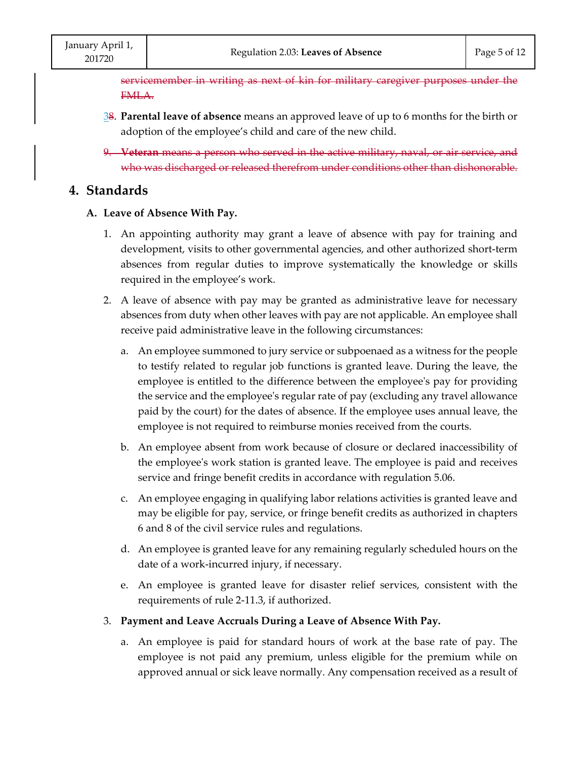~~servicemember in writing as next of kin for military caregiver purposes under the FMLA.~~

3~~8~~. **Parental leave of absence** means an approved leave of up to 6 months for the birth or adoption of the employee's child and care of the new child.

~~9. **Veteran** means a person who served in the active military, naval, or air service, and who was discharged or released therefrom under conditions other than dishonorable.~~

## 4. Standards

### A. Leave of Absence With Pay.

1. An appointing authority may grant a leave of absence with pay for training and development, visits to other governmental agencies, and other authorized short-term absences from regular duties to improve systematically the knowledge or skills required in the employee's work.

2. A leave of absence with pay may be granted as administrative leave for necessary absences from duty when other leaves with pay are not applicable. An employee shall receive paid administrative leave in the following circumstances:

   a. An employee summoned to jury service or subpoenaed as a witness for the people to testify related to regular job functions is granted leave. During the leave, the employee is entitled to the difference between the employee's pay for providing the service and the employee's regular rate of pay (excluding any travel allowance paid by the court) for the dates of absence. If the employee uses annual leave, the employee is not required to reimburse monies received from the courts.

   b. An employee absent from work because of closure or declared inaccessibility of the employee's work station is granted leave. The employee is paid and receives service and fringe benefit credits in accordance with regulation 5.06.

   c. An employee engaging in qualifying labor relations activities is granted leave and may be eligible for pay, service, or fringe benefit credits as authorized in chapters 6 and 8 of the civil service rules and regulations.

   d. An employee is granted leave for any remaining regularly scheduled hours on the date of a work-incurred injury, if necessary.

   e. An employee is granted leave for disaster relief services, consistent with the requirements of rule 2-11.3, if authorized.

3. **Payment and Leave Accruals During a Leave of Absence With Pay.**

   a. An employee is paid for standard hours of work at the base rate of pay. The employee is not paid any premium, unless eligible for the premium while on approved annual or sick leave normally. Any compensation received as a result of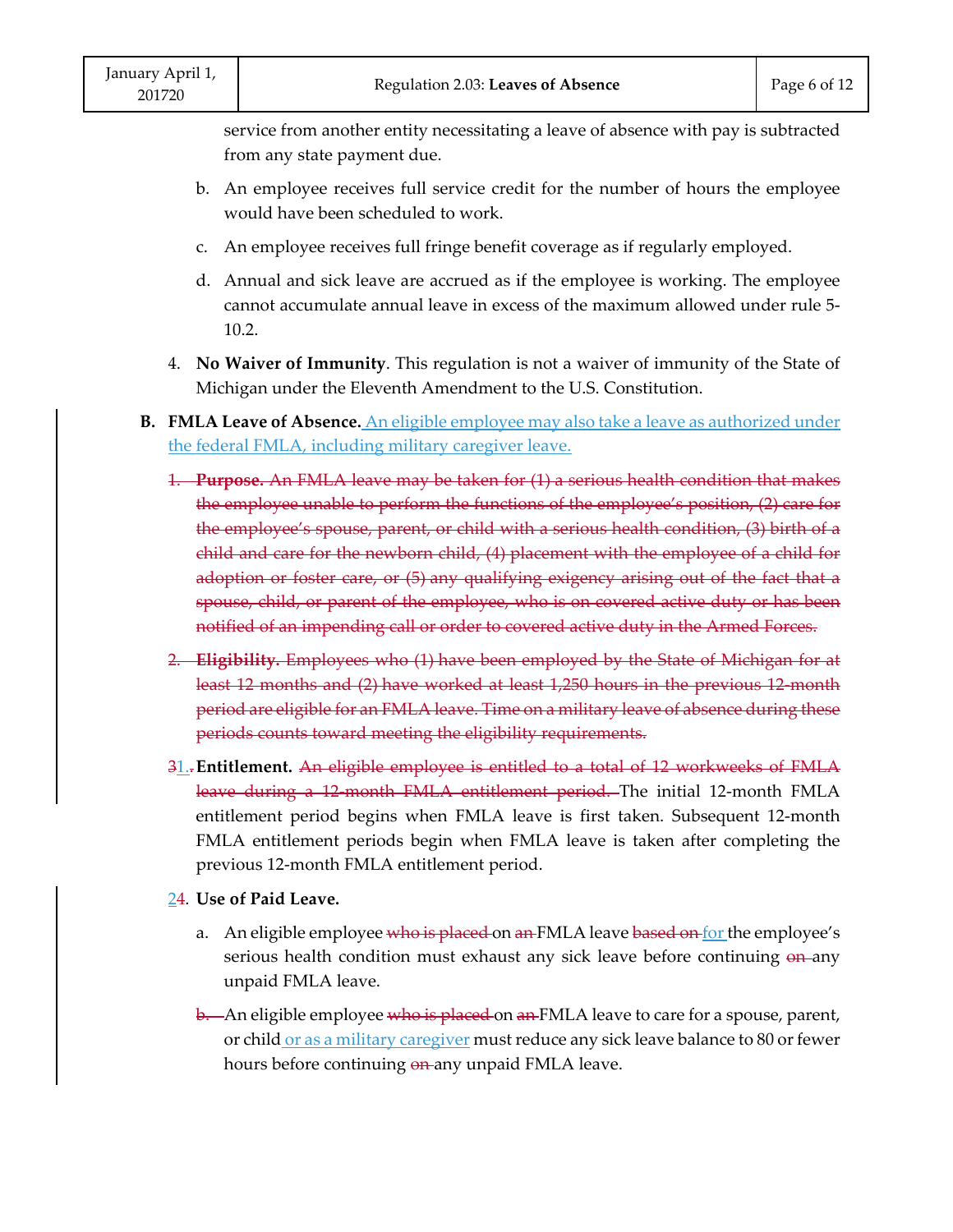service from another entity necessitating a leave of absence with pay is subtracted from any state payment due.

b. An employee receives full service credit for the number of hours the employee would have been scheduled to work.

c. An employee receives full fringe benefit coverage as if regularly employed.

d. Annual and sick leave are accrued as if the employee is working. The employee cannot accumulate annual leave in excess of the maximum allowed under rule 5-10.2.

4. **No Waiver of Immunity**. This regulation is not a waiver of immunity of the State of Michigan under the Eleventh Amendment to the U.S. Constitution.

**B. FMLA Leave of Absence.** An eligible employee may also take a leave as authorized under the federal FMLA, including military caregiver leave.

~~1. **Purpose.** An FMLA leave may be taken for (1) a serious health condition that makes the employee unable to perform the functions of the employee's position, (2) care for the employee's spouse, parent, or child with a serious health condition, (3) birth of a child and care for the newborn child, (4) placement with the employee of a child for adoption or foster care, or (5) any qualifying exigency arising out of the fact that a spouse, child, or parent of the employee, who is on covered active duty or has been notified of an impending call or order to covered active duty in the Armed Forces.~~

~~2. **Eligibility.** Employees who (1) have been employed by the State of Michigan for at least 12 months and (2) have worked at least 1,250 hours in the previous 12-month period are eligible for an FMLA leave. Time on a military leave of absence during these periods counts toward meeting the eligibility requirements.~~

~~3~~1. **Entitlement.** ~~An eligible employee is entitled to a total of 12 workweeks of FMLA leave during a 12-month FMLA entitlement period.~~ The initial 12-month FMLA entitlement period begins when FMLA leave is first taken. Subsequent 12-month FMLA entitlement periods begin when FMLA leave is taken after completing the previous 12-month FMLA entitlement period.

2~~4~~. **Use of Paid Leave.**

a. An eligible employee ~~who is placed~~ on ~~an~~ FMLA leave ~~based on~~ for the employee's serious health condition must exhaust any sick leave before continuing ~~on~~ any unpaid FMLA leave.

~~b.~~ An eligible employee ~~who is placed~~ on ~~an~~ FMLA leave to care for a spouse, parent, or child or as a military caregiver must reduce any sick leave balance to 80 or fewer hours before continuing ~~on~~ any unpaid FMLA leave.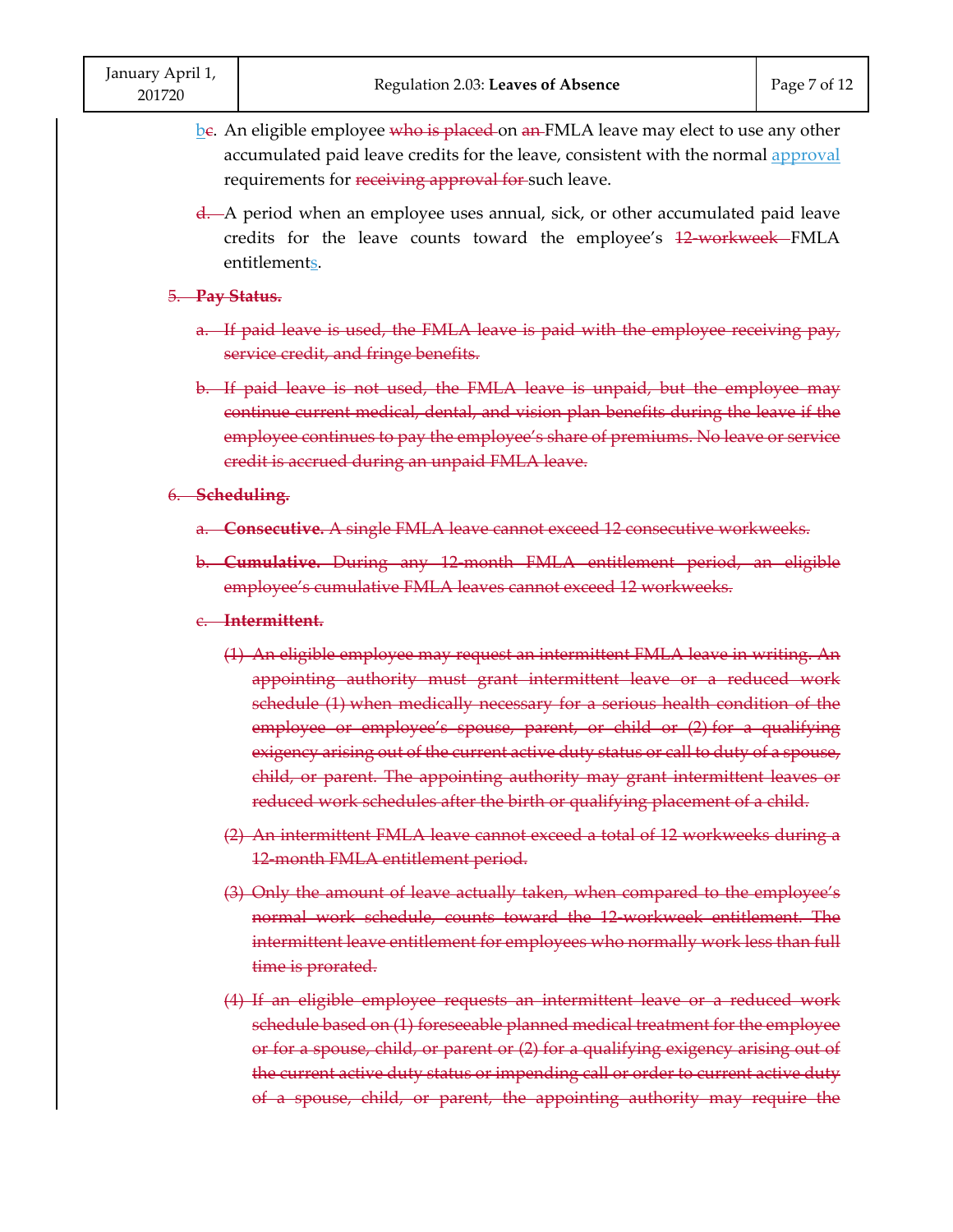b~~c~~. An eligible employee ~~who is placed~~ on ~~an~~ FMLA leave may elect to use any other accumulated paid leave credits for the leave, consistent with the normal approval requirements for ~~receiving approval for~~ such leave.

~~d.~~ A period when an employee uses annual, sick, or other accumulated paid leave credits for the leave counts toward the employee's ~~12-workweek~~ FMLA entitlements.

~~5. **Pay Status.**~~

~~a. If paid leave is used, the FMLA leave is paid with the employee receiving pay, service credit, and fringe benefits.~~

~~b. If paid leave is not used, the FMLA leave is unpaid, but the employee may continue current medical, dental, and vision plan benefits during the leave if the employee continues to pay the employee's share of premiums. No leave or service credit is accrued during an unpaid FMLA leave.~~

~~6. **Scheduling.**~~

~~a. **Consecutive.** A single FMLA leave cannot exceed 12 consecutive workweeks.~~

~~b. **Cumulative.** During any 12-month FMLA entitlement period, an eligible employee's cumulative FMLA leaves cannot exceed 12 workweeks.~~

~~c. **Intermittent.**~~

~~(1) An eligible employee may request an intermittent FMLA leave in writing. An appointing authority must grant intermittent leave or a reduced work schedule (1) when medically necessary for a serious health condition of the employee or employee's spouse, parent, or child or (2) for a qualifying exigency arising out of the current active duty status or call to duty of a spouse, child, or parent. The appointing authority may grant intermittent leaves or reduced work schedules after the birth or qualifying placement of a child.~~

~~(2) An intermittent FMLA leave cannot exceed a total of 12 workweeks during a 12-month FMLA entitlement period.~~

~~(3) Only the amount of leave actually taken, when compared to the employee's normal work schedule, counts toward the 12-workweek entitlement. The intermittent leave entitlement for employees who normally work less than full time is prorated.~~

~~(4) If an eligible employee requests an intermittent leave or a reduced work schedule based on (1) foreseeable planned medical treatment for the employee or for a spouse, child, or parent or (2) for a qualifying exigency arising out of the current active duty status or impending call or order to current active duty of a spouse, child, or parent, the appointing authority may require the~~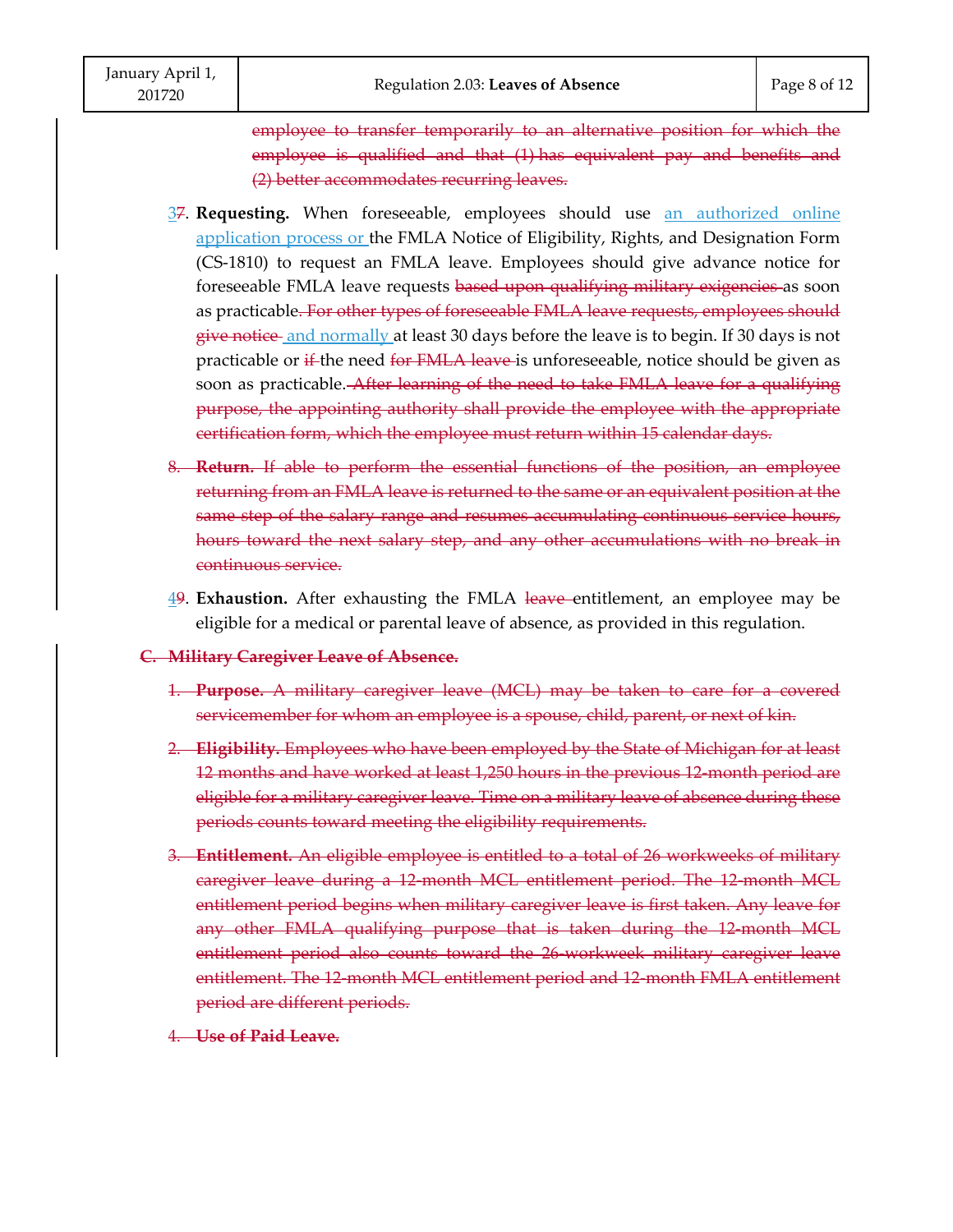~~employee to transfer temporarily to an alternative position for which the employee is qualified and that (1) has equivalent pay and benefits and (2) better accommodates recurring leaves.~~

3~~7~~. **Requesting.** When foreseeable, employees should use an authorized online application process or the FMLA Notice of Eligibility, Rights, and Designation Form (CS-1810) to request an FMLA leave. Employees should give advance notice for foreseeable FMLA leave requests ~~based upon qualifying military exigencies~~ as soon as practicable~~. For other types of foreseeable FMLA leave requests, employees should give notice~~ and normally at least 30 days before the leave is to begin. If 30 days is not practicable or ~~if~~ the need ~~for FMLA leave~~ is unforeseeable, notice should be given as soon as practicable. ~~After learning of the need to take FMLA leave for a qualifying purpose, the appointing authority shall provide the employee with the appropriate certification form, which the employee must return within 15 calendar days.~~

~~8. **Return.** If able to perform the essential functions of the position, an employee returning from an FMLA leave is returned to the same or an equivalent position at the same step of the salary range and resumes accumulating continuous service hours, hours toward the next salary step, and any other accumulations with no break in continuous service.~~

4~~9~~. **Exhaustion.** After exhausting the FMLA ~~leave~~ entitlement, an employee may be eligible for a medical or parental leave of absence, as provided in this regulation.

~~**C. Military Caregiver Leave of Absence.**~~

~~1. **Purpose.** A military caregiver leave (MCL) may be taken to care for a covered servicemember for whom an employee is a spouse, child, parent, or next of kin.~~

~~2. **Eligibility.** Employees who have been employed by the State of Michigan for at least 12 months and have worked at least 1,250 hours in the previous 12-month period are eligible for a military caregiver leave. Time on a military leave of absence during these periods counts toward meeting the eligibility requirements.~~

~~3. **Entitlement.** An eligible employee is entitled to a total of 26 workweeks of military caregiver leave during a 12-month MCL entitlement period. The 12-month MCL entitlement period begins when military caregiver leave is first taken. Any leave for any other FMLA qualifying purpose that is taken during the 12-month MCL entitlement period also counts toward the 26-workweek military caregiver leave entitlement. The 12-month MCL entitlement period and 12-month FMLA entitlement period are different periods.~~

~~4. **Use of Paid Leave.**~~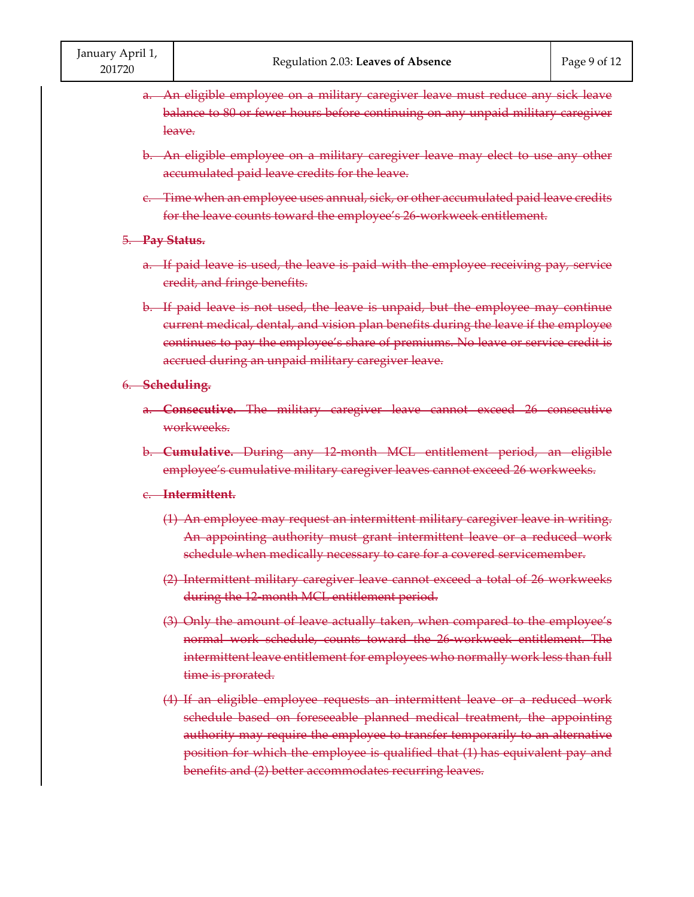~~a. An eligible employee on a military caregiver leave must reduce any sick leave balance to 80 or fewer hours before continuing on any unpaid military caregiver leave.~~

~~b. An eligible employee on a military caregiver leave may elect to use any other accumulated paid leave credits for the leave.~~

~~c. Time when an employee uses annual, sick, or other accumulated paid leave credits for the leave counts toward the employee's 26-workweek entitlement.~~

~~5. **Pay Status.**~~

~~a. If paid leave is used, the leave is paid with the employee receiving pay, service credit, and fringe benefits.~~

~~b. If paid leave is not used, the leave is unpaid, but the employee may continue current medical, dental, and vision plan benefits during the leave if the employee continues to pay the employee's share of premiums. No leave or service credit is accrued during an unpaid military caregiver leave.~~

~~6. **Scheduling.**~~

~~a. **Consecutive.** The military caregiver leave cannot exceed 26 consecutive workweeks.~~

~~b. **Cumulative.** During any 12-month MCL entitlement period, an eligible employee's cumulative military caregiver leaves cannot exceed 26 workweeks.~~

~~c. **Intermittent.**~~

~~(1) An employee may request an intermittent military caregiver leave in writing. An appointing authority must grant intermittent leave or a reduced work schedule when medically necessary to care for a covered servicemember.~~

~~(2) Intermittent military caregiver leave cannot exceed a total of 26 workweeks during the 12-month MCL entitlement period.~~

~~(3) Only the amount of leave actually taken, when compared to the employee's normal work schedule, counts toward the 26-workweek entitlement. The intermittent leave entitlement for employees who normally work less than full time is prorated.~~

~~(4) If an eligible employee requests an intermittent leave or a reduced work schedule based on foreseeable planned medical treatment, the appointing authority may require the employee to transfer temporarily to an alternative position for which the employee is qualified that (1) has equivalent pay and benefits and (2) better accommodates recurring leaves.~~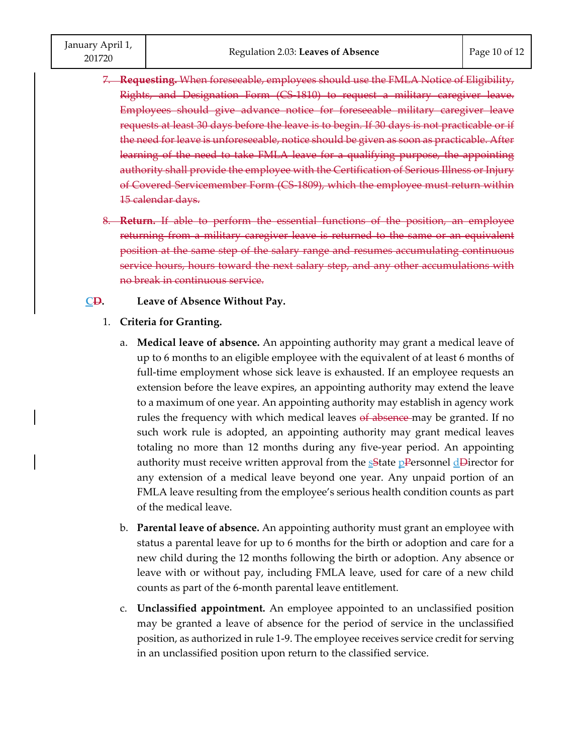7. ~~**Requesting.** When foreseeable, employees should use the FMLA Notice of Eligibility, Rights, and Designation Form (CS-1810) to request a military caregiver leave. Employees should give advance notice for foreseeable military caregiver leave requests at least 30 days before the leave is to begin. If 30 days is not practicable or if the need for leave is unforeseeable, notice should be given as soon as practicable. After learning of the need to take FMLA leave for a qualifying purpose, the appointing authority shall provide the employee with the Certification of Serious Illness or Injury of Covered Servicemember Form (CS-1809), which the employee must return within 15 calendar days.~~

8. ~~**Return.** If able to perform the essential functions of the position, an employee returning from a military caregiver leave is returned to the same or an equivalent position at the same step of the salary range and resumes accumulating continuous service hours, hours toward the next salary step, and any other accumulations with no break in continuous service.~~

**C~~D~~. Leave of Absence Without Pay.**

1. **Criteria for Granting.**

   a. **Medical leave of absence.** An appointing authority may grant a medical leave of up to 6 months to an eligible employee with the equivalent of at least 6 months of full-time employment whose sick leave is exhausted. If an employee requests an extension before the leave expires, an appointing authority may extend the leave to a maximum of one year. An appointing authority may establish in agency work rules the frequency with which medical leaves ~~of absence~~ may be granted. If no such work rule is adopted, an appointing authority may grant medical leaves totaling no more than 12 months during any five-year period. An appointing authority must receive written approval from the s~~S~~tate p~~P~~ersonnel d~~D~~irector for any extension of a medical leave beyond one year. Any unpaid portion of an FMLA leave resulting from the employee's serious health condition counts as part of the medical leave.

   b. **Parental leave of absence.** An appointing authority must grant an employee with status a parental leave for up to 6 months for the birth or adoption and care for a new child during the 12 months following the birth or adoption. Any absence or leave with or without pay, including FMLA leave, used for care of a new child counts as part of the 6-month parental leave entitlement.

   c. **Unclassified appointment.** An employee appointed to an unclassified position may be granted a leave of absence for the period of service in the unclassified position, as authorized in rule 1-9. The employee receives service credit for serving in an unclassified position upon return to the classified service.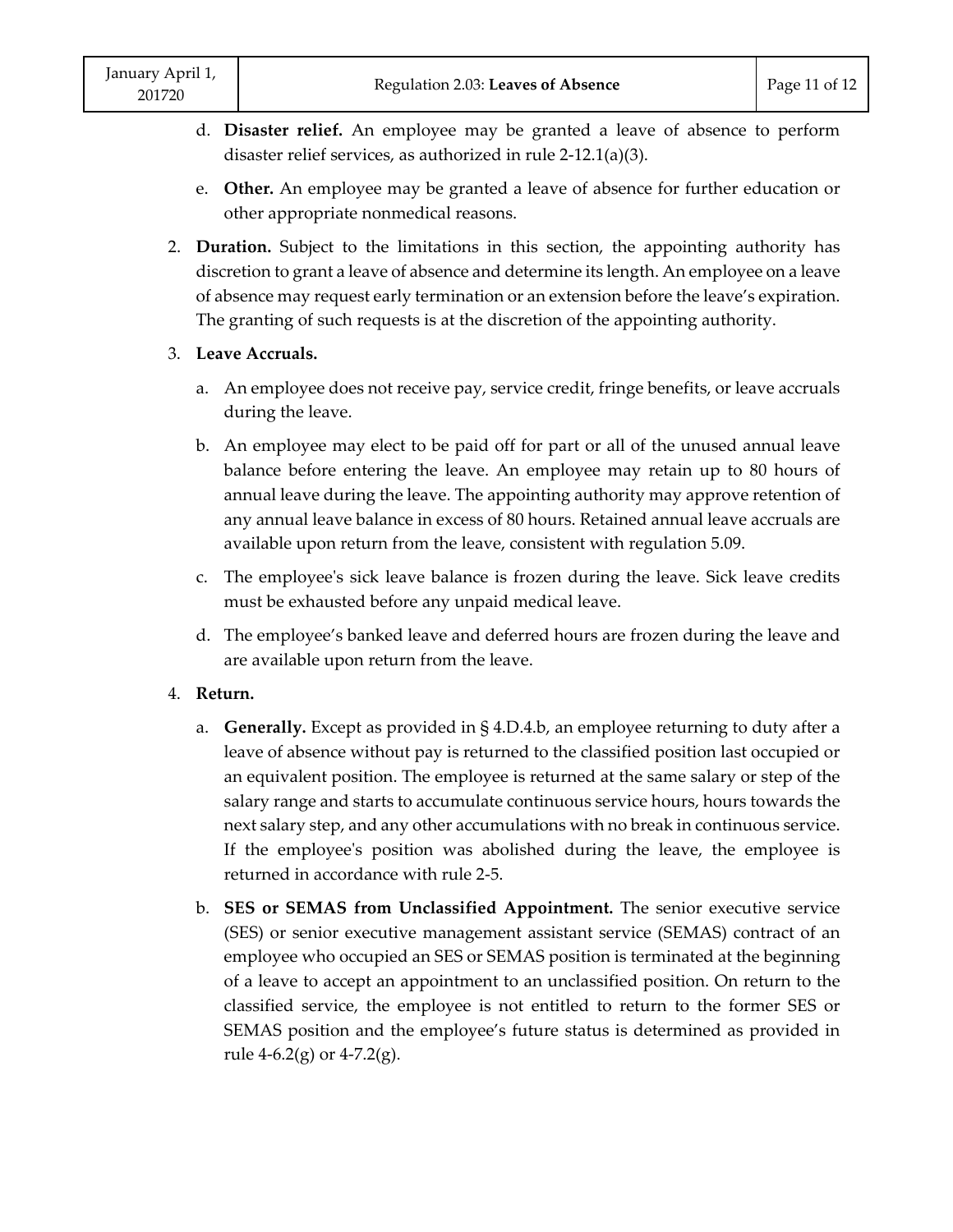d. **Disaster relief.** An employee may be granted a leave of absence to perform disaster relief services, as authorized in rule 2-12.1(a)(3).

e. **Other.** An employee may be granted a leave of absence for further education or other appropriate nonmedical reasons.

2. **Duration.** Subject to the limitations in this section, the appointing authority has discretion to grant a leave of absence and determine its length. An employee on a leave of absence may request early termination or an extension before the leave's expiration. The granting of such requests is at the discretion of the appointing authority.

3. **Leave Accruals.**

   a. An employee does not receive pay, service credit, fringe benefits, or leave accruals during the leave.

   b. An employee may elect to be paid off for part or all of the unused annual leave balance before entering the leave. An employee may retain up to 80 hours of annual leave during the leave. The appointing authority may approve retention of any annual leave balance in excess of 80 hours. Retained annual leave accruals are available upon return from the leave, consistent with regulation 5.09.

   c. The employee's sick leave balance is frozen during the leave. Sick leave credits must be exhausted before any unpaid medical leave.

   d. The employee's banked leave and deferred hours are frozen during the leave and are available upon return from the leave.

4. **Return.**

   a. **Generally.** Except as provided in § 4.D.4.b, an employee returning to duty after a leave of absence without pay is returned to the classified position last occupied or an equivalent position. The employee is returned at the same salary or step of the salary range and starts to accumulate continuous service hours, hours towards the next salary step, and any other accumulations with no break in continuous service. If the employee's position was abolished during the leave, the employee is returned in accordance with rule 2-5.

   b. **SES or SEMAS from Unclassified Appointment.** The senior executive service (SES) or senior executive management assistant service (SEMAS) contract of an employee who occupied an SES or SEMAS position is terminated at the beginning of a leave to accept an appointment to an unclassified position. On return to the classified service, the employee is not entitled to return to the former SES or SEMAS position and the employee's future status is determined as provided in rule 4-6.2(g) or 4-7.2(g).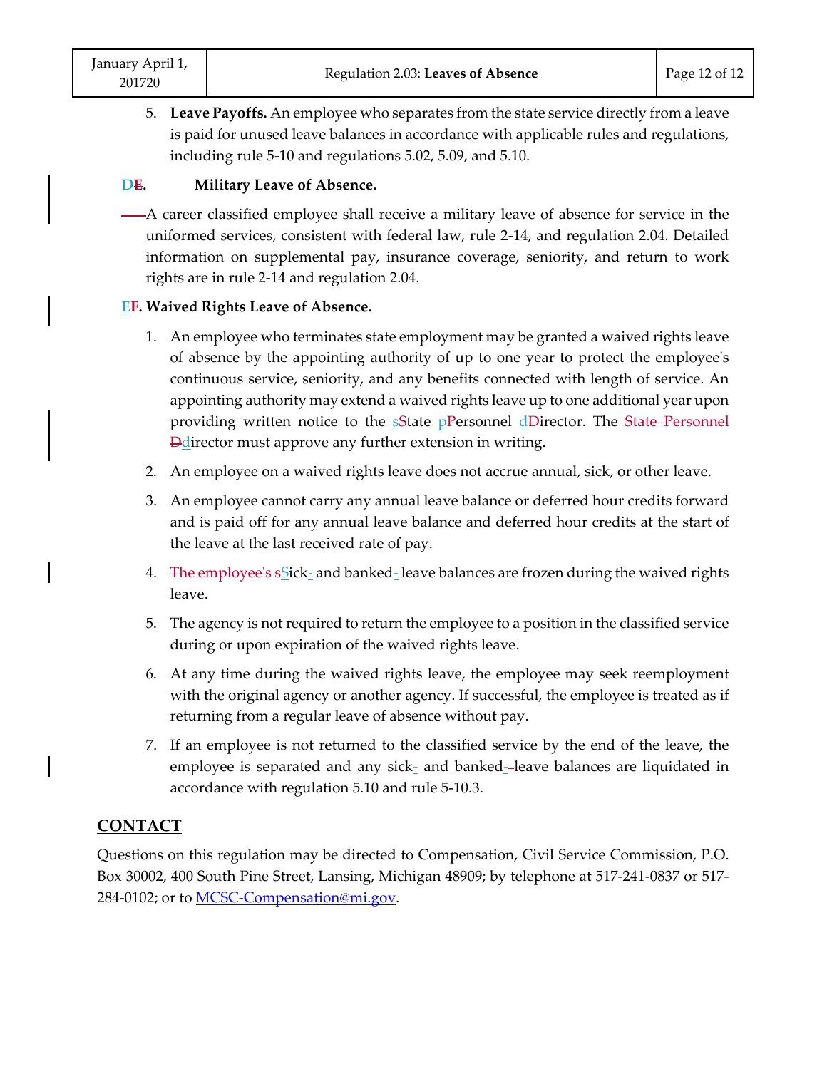5. **Leave Payoffs.** An employee who separates from the state service directly from a leave is paid for unused leave balances in accordance with applicable rules and regulations, including rule 5-10 and regulations 5.02, 5.09, and 5.10.

**D~~E~~. Military Leave of Absence.**

A career classified employee shall receive a military leave of absence for service in the uniformed services, consistent with federal law, rule 2-14, and regulation 2.04. Detailed information on supplemental pay, insurance coverage, seniority, and return to work rights are in rule 2-14 and regulation 2.04.

**E~~F~~. Waived Rights Leave of Absence.**

1. An employee who terminates state employment may be granted a waived rights leave of absence by the appointing authority of up to one year to protect the employee's continuous service, seniority, and any benefits connected with length of service. An appointing authority may extend a waived rights leave up to one additional year upon providing written notice to the s~~S~~tate p~~P~~ersonnel d~~D~~irector. The ~~State Personnel~~ ~~D~~director must approve any further extension in writing.
2. An employee on a waived rights leave does not accrue annual, sick, or other leave.
3. An employee cannot carry any annual leave balance or deferred hour credits forward and is paid off for any annual leave balance and deferred hour credits at the start of the leave at the last received rate of pay.
4. ~~The employee's s~~Sick- and banked-leave balances are frozen during the waived rights leave.
5. The agency is not required to return the employee to a position in the classified service during or upon expiration of the waived rights leave.
6. At any time during the waived rights leave, the employee may seek reemployment with the original agency or another agency. If successful, the employee is treated as if returning from a regular leave of absence without pay.
7. If an employee is not returned to the classified service by the end of the leave, the employee is separated and any sick- and banked-leave balances are liquidated in accordance with regulation 5.10 and rule 5-10.3.

## CONTACT

Questions on this regulation may be directed to Compensation, Civil Service Commission, P.O. Box 30002, 400 South Pine Street, Lansing, Michigan 48909; by telephone at 517-241-0837 or 517-284-0102; or to MCSC-Compensation@mi.gov.